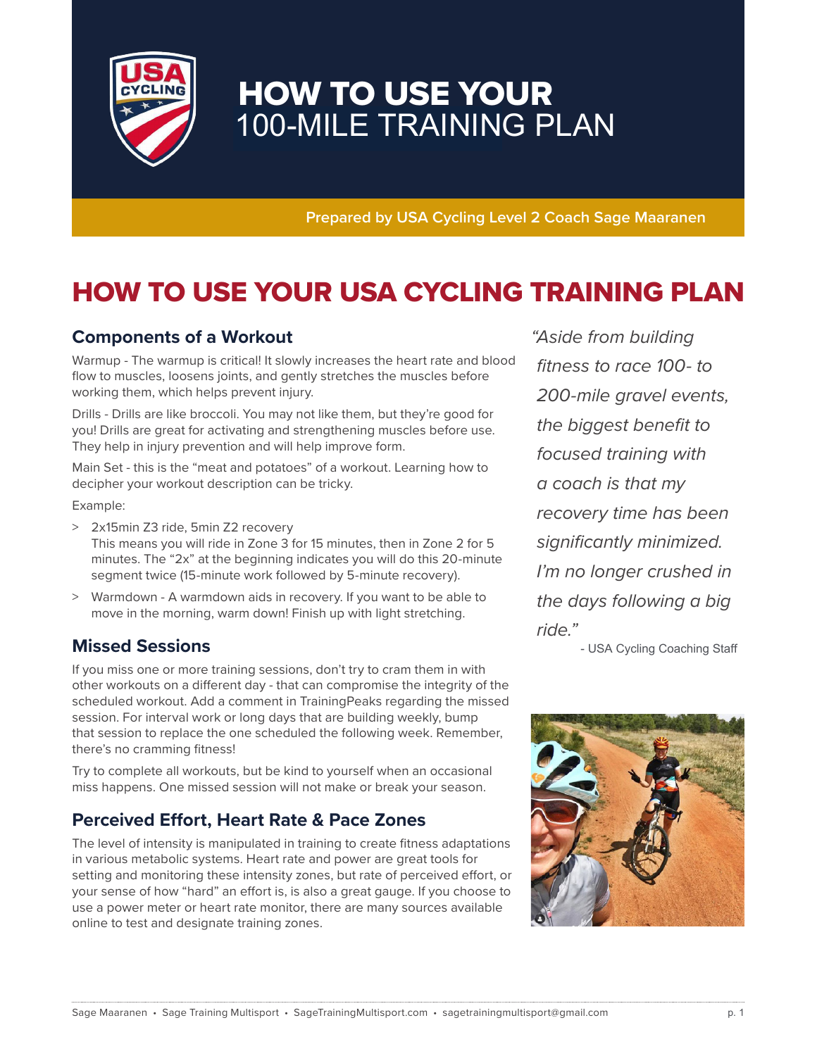# HOW TO USE YOUR 100-MILE TRAINING PLAN

**Prepared by USA Cycling Level 2 Coach Sage Maaranen**

## HOW TO USE YOUR USA CYCLING TRAINING PLAN

### Components of a Workout

Warmup - The warmup is critical! It slowly increases the heart rate and blood flow to muscles, loosens joints, and gently stretches the muscles before working them, which helps prevent injury.

Drills - Drills are like broccoli. You may not like them, but they're good for you! Drills are great for activating and strengthening muscles before use. They help in injury prevention and will help improve form.

Main Set - this is the "meat and potatoes" of a workout. Learning how to decipher your workout description can be tricky.

Example:

> 2x15min Z3 ride, 5min Z2 recovery
> This means you will ride in Zone 3 for 15 minutes, then in Zone 2 for 5 minutes. The "2x" at the beginning indicates you will do this 20-minute segment twice (15-minute work followed by 5-minute recovery).

> Warmdown - A warmdown aids in recovery. If you want to be able to move in the morning, warm down! Finish up with light stretching.

### Missed Sessions

If you miss one or more training sessions, don't try to cram them in with other workouts on a different day - that can compromise the integrity of the scheduled workout. Add a comment in TrainingPeaks regarding the missed session. For interval work or long days that are building weekly, bump that session to replace the one scheduled the following week. Remember, there's no cramming fitness!

Try to complete all workouts, but be kind to yourself when an occasional miss happens. One missed session will not make or break your season.

### Perceived Effort, Heart Rate & Pace Zones

The level of intensity is manipulated in training to create fitness adaptations in various metabolic systems. Heart rate and power are great tools for setting and monitoring these intensity zones, but rate of perceived effort, or your sense of how "hard" an effort is, is also a great gauge. If you choose to use a power meter or heart rate monitor, there are many sources available online to test and designate training zones.

*"Aside from building fitness to race 100- to 200-mile gravel events, the biggest benefit to focused training with a coach is that my recovery time has been significantly minimized. I'm no longer crushed in the days following a big ride."*

- USA Cycling Coaching Staff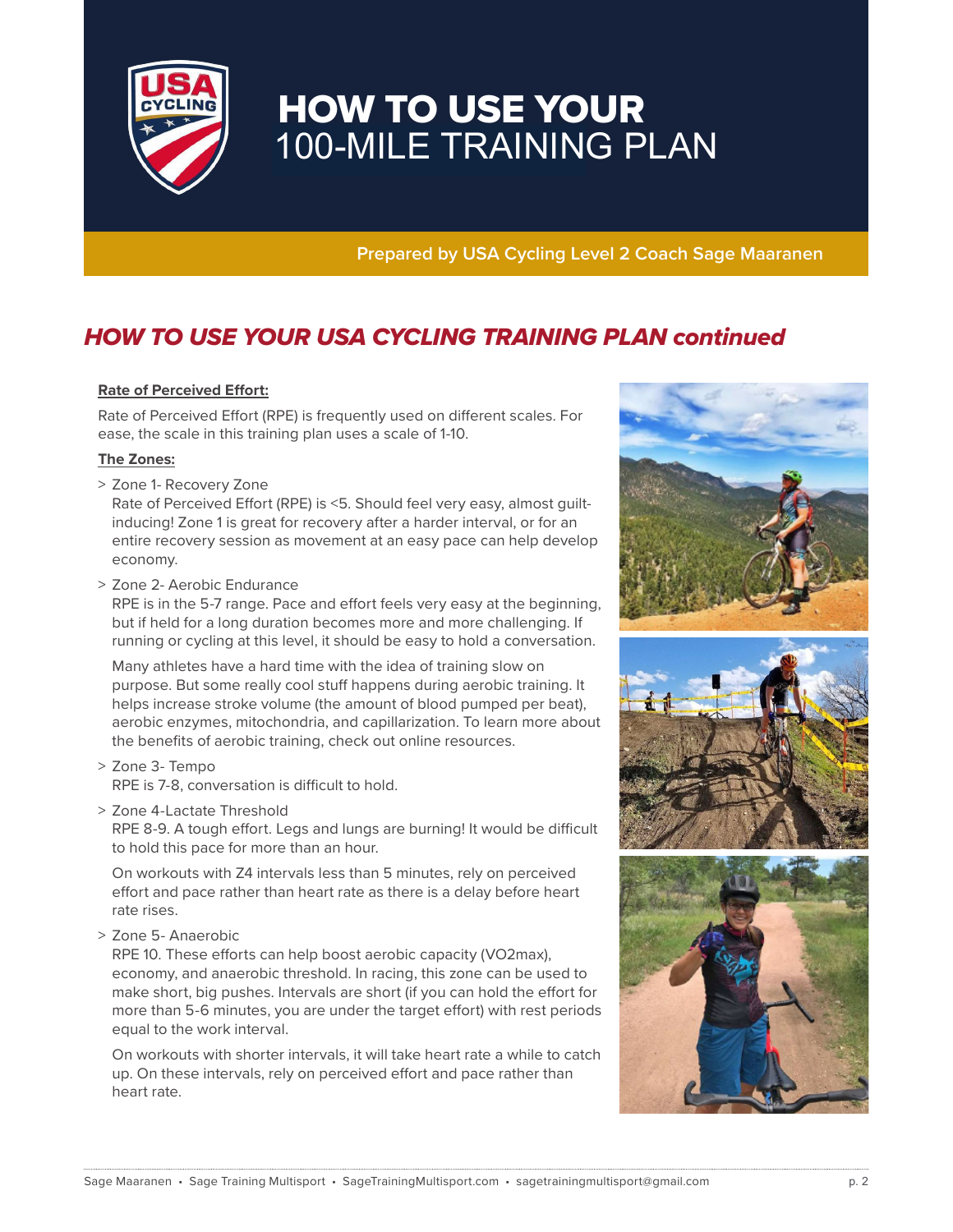# HOW TO USE YOUR 100-MILE TRAINING PLAN

**Prepared by USA Cycling Level 2 Coach Sage Maaranen**

## *HOW TO USE YOUR USA CYCLING TRAINING PLAN continued*

**Rate of Perceived Effort:**

Rate of Perceived Effort (RPE) is frequently used on different scales. For ease, the scale in this training plan uses a scale of 1-10.

**The Zones:**

> Zone 1- Recovery Zone
Rate of Perceived Effort (RPE) is <5. Should feel very easy, almost guilt-inducing! Zone 1 is great for recovery after a harder interval, or for an entire recovery session as movement at an easy pace can help develop economy.

> Zone 2- Aerobic Endurance
RPE is in the 5-7 range. Pace and effort feels very easy at the beginning, but if held for a long duration becomes more and more challenging. If running or cycling at this level, it should be easy to hold a conversation.

Many athletes have a hard time with the idea of training slow on purpose. But some really cool stuff happens during aerobic training. It helps increase stroke volume (the amount of blood pumped per beat), aerobic enzymes, mitochondria, and capillarization. To learn more about the benefits of aerobic training, check out online resources.

> Zone 3- Tempo
RPE is 7-8, conversation is difficult to hold.

> Zone 4-Lactate Threshold
RPE 8-9. A tough effort. Legs and lungs are burning! It would be difficult to hold this pace for more than an hour.

On workouts with Z4 intervals less than 5 minutes, rely on perceived effort and pace rather than heart rate as there is a delay before heart rate rises.

> Zone 5- Anaerobic
RPE 10. These efforts can help boost aerobic capacity (VO2max), economy, and anaerobic threshold. In racing, this zone can be used to make short, big pushes. Intervals are short (if you can hold the effort for more than 5-6 minutes, you are under the target effort) with rest periods equal to the work interval.

On workouts with shorter intervals, it will take heart rate a while to catch up. On these intervals, rely on perceived effort and pace rather than heart rate.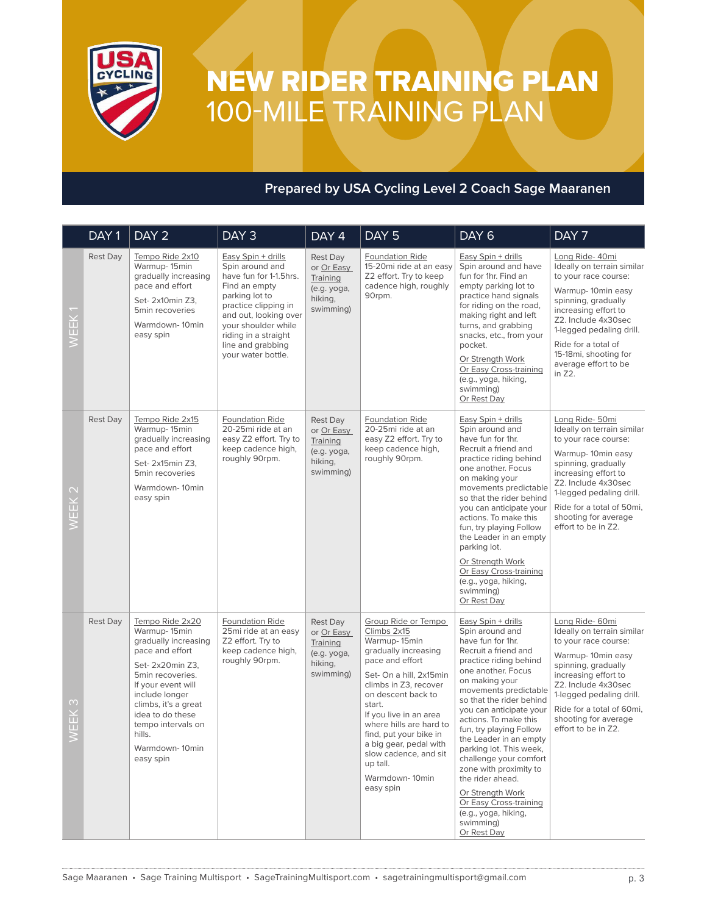# NEW RIDER TRAINING PLAN
## 100-MILE TRAINING PLAN

**Prepared by USA Cycling Level 2 Coach Sage Maaranen**

| | DAY 1 | DAY 2 | DAY 3 | DAY 4 | DAY 5 | DAY 6 | DAY 7 |
|---|---|---|---|---|---|---|---|
| WEEK 1 | Rest Day | Tempo Ride 2x10<br>Warmup- 15min gradually increasing pace and effort<br>Set- 2x10min Z3, 5min recoveries<br>Warmdown- 10min easy spin | Easy Spin + drills<br>Spin around and have fun for 1-1.5hrs. Find an empty parking lot to practice clipping in and out, looking over your shoulder while riding in a straight line and grabbing your water bottle. | Rest Day or Or Easy Training (e.g. yoga, hiking, swimming) | Foundation Ride<br>15-20mi ride at an easy Z2 effort. Try to keep cadence high, roughly 90rpm. | Easy Spin + drills<br>Spin around and have fun for 1hr. Find an empty parking lot to practice hand signals for riding on the road, making right and left turns, and grabbing snacks, etc., from your pocket.<br>Or Strength Work<br>Or Easy Cross-training (e.g., yoga, hiking, swimming)<br>Or Rest Day | Long Ride- 40mi<br>Ideally on terrain similar to your race course:<br>Warmup- 10min easy spinning, gradually increasing effort to Z2. Include 4x30sec 1-legged pedaling drill.<br>Ride for a total of 15-18mi, shooting for average effort to be in Z2. |
| WEEK 2 | Rest Day | Tempo Ride 2x15<br>Warmup- 15min gradually increasing pace and effort<br>Set- 2x15min Z3, 5min recoveries<br>Warmdown- 10min easy spin | Foundation Ride<br>20-25mi ride at an easy Z2 effort. Try to keep cadence high, roughly 90rpm. | Rest Day or Or Easy Training (e.g. yoga, hiking, swimming) | Foundation Ride<br>20-25mi ride at an easy Z2 effort. Try to keep cadence high, roughly 90rpm. | Easy Spin + drills<br>Spin around and have fun for 1hr. Recruit a friend and practice riding behind one another. Focus on making your movements predictable so that the rider behind you can anticipate your actions. To make this fun, try playing Follow the Leader in an empty parking lot.<br>Or Strength Work<br>Or Easy Cross-training (e.g., yoga, hiking, swimming)<br>Or Rest Day | Long Ride- 50mi<br>Ideally on terrain similar to your race course:<br>Warmup- 10min easy spinning, gradually increasing effort to Z2. Include 4x30sec 1-legged pedaling drill.<br>Ride for a total of 50mi, shooting for average effort to be in Z2. |
| WEEK 3 | Rest Day | Tempo Ride 2x20<br>Warmup- 15min gradually increasing pace and effort<br>Set- 2x20min Z3, 5min recoveries. If your event will include longer climbs, it's a great idea to do these tempo intervals on hills.<br>Warmdown- 10min easy spin | Foundation Ride<br>25mi ride at an easy Z2 effort. Try to keep cadence high, roughly 90rpm. | Rest Day or Or Easy Training (e.g. yoga, hiking, swimming) | Group Ride or Tempo Climbs 2x15<br>Warmup- 15min gradually increasing pace and effort<br>Set- On a hill, 2x15min climbs in Z3, recover on descent back to start.<br>If you live in an area where hills are hard to find, put your bike in a big gear, pedal with slow cadence, and sit up tall.<br>Warmdown- 10min easy spin | Easy Spin + drills<br>Spin around and have fun for 1hr. Recruit a friend and practice riding behind one another. Focus on making your movements predictable so that the rider behind you can anticipate your actions. To make this fun, try playing Follow the Leader in an empty parking lot. This week, challenge your comfort zone with proximity to the rider ahead.<br>Or Strength Work<br>Or Easy Cross-training (e.g., yoga, hiking, swimming)<br>Or Rest Day | Long Ride- 60mi<br>Ideally on terrain similar to your race course:<br>Warmup- 10min easy spinning, gradually increasing effort to Z2. Include 4x30sec 1-legged pedaling drill.<br>Ride for a total of 60mi, shooting for average effort to be in Z2. |

Sage Maaranen • Sage Training Multisport • SageTrainingMultisport.com • sagetrainingmultisport@gmail.com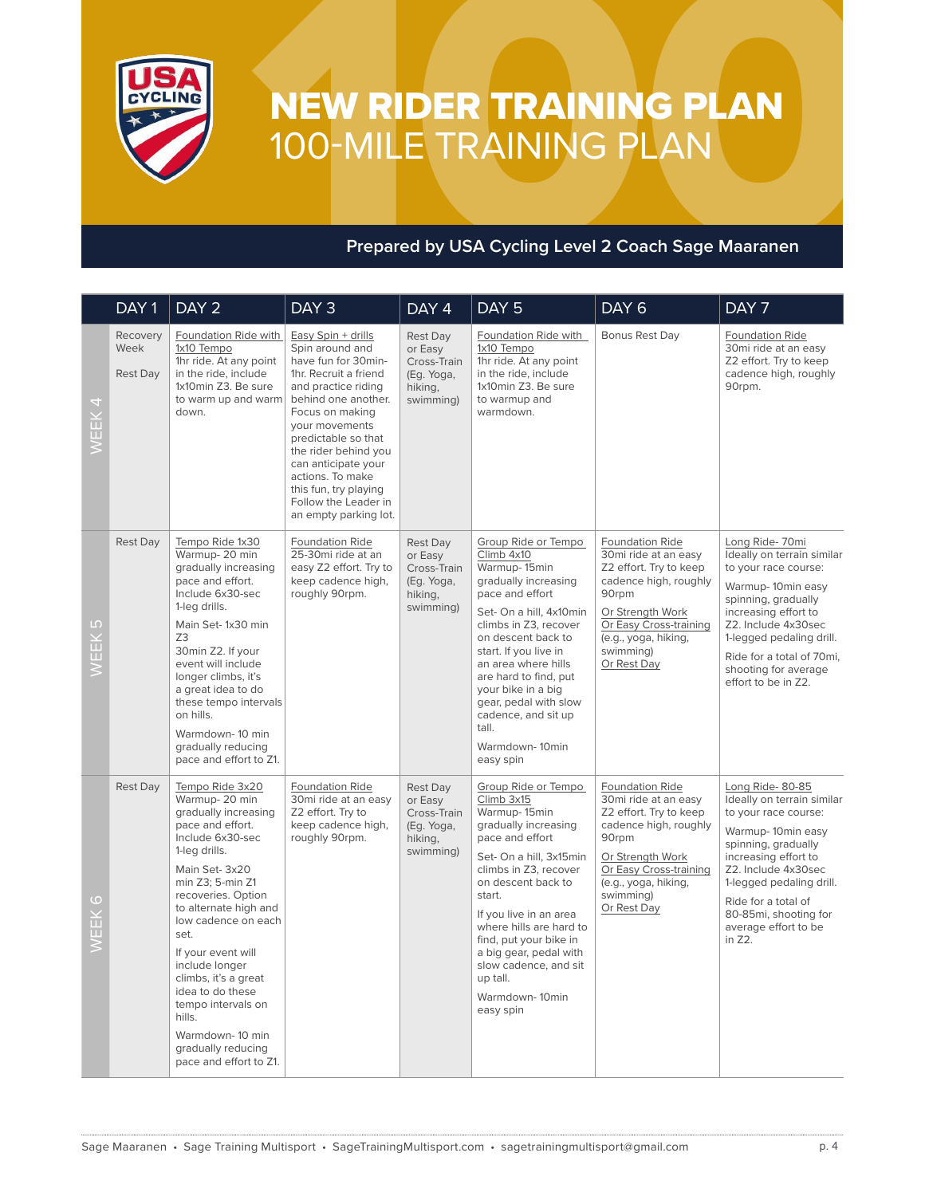# NEW RIDER TRAINING PLAN
## 100-MILE TRAINING PLAN

**Prepared by USA Cycling Level 2 Coach Sage Maaranen**

| | DAY 1 | DAY 2 | DAY 3 | DAY 4 | DAY 5 | DAY 6 | DAY 7 |
|---|---|---|---|---|---|---|---|
| WEEK 4 | Recovery Week<br><br>Rest Day | Foundation Ride with 1x10 Tempo<br>1hr ride. At any point in the ride, include 1x10min Z3. Be sure to warm up and warm down. | Easy Spin + drills<br>Spin around and have fun for 30min-1hr. Recruit a friend and practice riding behind one another. Focus on making your movements predictable so that the rider behind you can anticipate your actions. To make this fun, try playing Follow the Leader in an empty parking lot. | Rest Day or Easy Cross-Train (Eg. Yoga, hiking, swimming) | Foundation Ride with 1x10 Tempo<br>1hr ride. At any point in the ride, include 1x10min Z3. Be sure to warmup and warmdown. | Bonus Rest Day | Foundation Ride<br>30mi ride at an easy Z2 effort. Try to keep cadence high, roughly 90rpm. |
| WEEK 5 | Rest Day | Tempo Ride 1x30<br>Warmup- 20 min gradually increasing pace and effort. Include 6x30-sec 1-leg drills.<br><br>Main Set- 1x30 min Z3<br>30min Z2. If your event will include longer climbs, it's a great idea to do these tempo intervals on hills.<br><br>Warmdown- 10 min gradually reducing pace and effort to Z1. | Foundation Ride<br>25-30mi ride at an easy Z2 effort. Try to keep cadence high, roughly 90rpm. | Rest Day or Easy Cross-Train (Eg. Yoga, hiking, swimming) | Group Ride or Tempo Climb 4x10<br>Warmup- 15min gradually increasing pace and effort<br><br>Set- On a hill, 4x10min climbs in Z3, recover on descent back to start. If you live in an area where hills are hard to find, put your bike in a big gear, pedal with slow cadence, and sit up tall.<br><br>Warmdown- 10min easy spin | Foundation Ride<br>30mi ride at an easy Z2 effort. Try to keep cadence high, roughly 90rpm<br><br>Or Strength Work<br>Or Easy Cross-training (e.g., yoga, hiking, swimming)<br>Or Rest Day | Long Ride- 70mi<br>Ideally on terrain similar to your race course:<br><br>Warmup- 10min easy spinning, gradually increasing effort to Z2. Include 4x30sec 1-legged pedaling drill.<br><br>Ride for a total of 70mi, shooting for average effort to be in Z2. |
| WEEK 6 | Rest Day | Tempo Ride 3x20<br>Warmup- 20 min gradually increasing pace and effort. Include 6x30-sec 1-leg drills.<br><br>Main Set- 3x20 min Z3; 5-min Z1 recoveries. Option to alternate high and low cadence on each set.<br><br>If your event will include longer climbs, it's a great idea to do these tempo intervals on hills.<br><br>Warmdown- 10 min gradually reducing pace and effort to Z1. | Foundation Ride<br>30mi ride at an easy Z2 effort. Try to keep cadence high, roughly 90rpm. | Rest Day or Easy Cross-Train (Eg. Yoga, hiking, swimming) | Group Ride or Tempo Climb 3x15<br>Warmup- 15min gradually increasing pace and effort<br><br>Set- On a hill, 3x15min climbs in Z3, recover on descent back to start.<br><br>If you live in an area where hills are hard to find, put your bike in a big gear, pedal with slow cadence, and sit up tall.<br><br>Warmdown- 10min easy spin | Foundation Ride<br>30mi ride at an easy Z2 effort. Try to keep cadence high, roughly 90rpm<br><br>Or Strength Work<br>Or Easy Cross-training (e.g., yoga, hiking, swimming)<br>Or Rest Day | Long Ride- 80-85<br>Ideally on terrain similar to your race course:<br><br>Warmup- 10min easy spinning, gradually increasing effort to Z2. Include 4x30sec 1-legged pedaling drill.<br><br>Ride for a total of 80-85mi, shooting for average effort to be in Z2. |

Sage Maaranen • Sage Training Multisport • SageTrainingMultisport.com • sagetrainingmultisport@gmail.com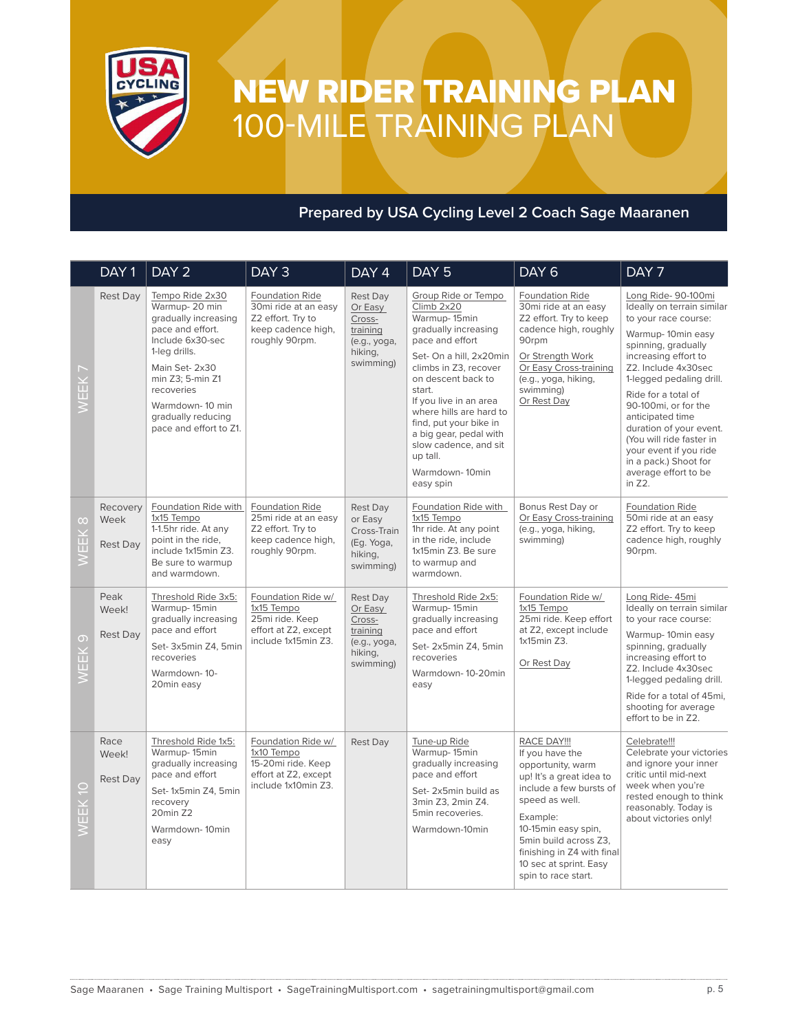# NEW RIDER TRAINING PLAN
## 100-MILE TRAINING PLAN

**Prepared by USA Cycling Level 2 Coach Sage Maaranen**

| | DAY 1 | DAY 2 | DAY 3 | DAY 4 | DAY 5 | DAY 6 | DAY 7 |
|---|---|---|---|---|---|---|---|
| WEEK 7 | Rest Day | Tempo Ride 2x30<br>Warmup- 20 min gradually increasing pace and effort. Include 6x30-sec 1-leg drills.<br>Main Set- 2x30 min Z3; 5-min Z1 recoveries<br>Warmdown- 10 min gradually reducing pace and effort to Z1. | Foundation Ride<br>30mi ride at an easy Z2 effort. Try to keep cadence high, roughly 90rpm. | Rest Day Or Easy Cross-training (e.g., yoga, hiking, swimming) | Group Ride or Tempo Climb 2x20<br>Warmup- 15min gradually increasing pace and effort<br>Set- On a hill, 2x20min climbs in Z3, recover on descent back to start.<br>If you live in an area where hills are hard to find, put your bike in a big gear, pedal with slow cadence, and sit up tall.<br>Warmdown- 10min easy spin | Foundation Ride<br>30mi ride at an easy Z2 effort. Try to keep cadence high, roughly 90rpm<br>Or Strength Work<br>Or Easy Cross-training (e.g., yoga, hiking, swimming)<br>Or Rest Day | Long Ride- 90-100mi<br>Ideally on terrain similar to your race course:<br>Warmup- 10min easy spinning, gradually increasing effort to Z2. Include 4x30sec 1-legged pedaling drill.<br>Ride for a total of 90-100mi, or for the anticipated time duration of your event. (You will ride faster in your event if you ride in a pack.) Shoot for average effort to be in Z2. |
| WEEK 8 | Recovery Week<br>Rest Day | Foundation Ride with 1x15 Tempo<br>1-1.5hr ride. At any point in the ride, include 1x15min Z3. Be sure to warmup and warmdown. | Foundation Ride<br>25mi ride at an easy Z2 effort. Try to keep cadence high, roughly 90rpm. | Rest Day or Easy Cross-Train (Eg. Yoga, hiking, swimming) | Foundation Ride with 1x15 Tempo<br>1hr ride. At any point in the ride, include 1x15min Z3. Be sure to warmup and warmdown. | Bonus Rest Day or Or Easy Cross-training (e.g., yoga, hiking, swimming) | Foundation Ride<br>50mi ride at an easy Z2 effort. Try to keep cadence high, roughly 90rpm. |
| WEEK 9 | Peak Week!<br>Rest Day | Threshold Ride 3x5:<br>Warmup- 15min gradually increasing pace and effort<br>Set- 3x5min Z4, 5min recoveries<br>Warmdown- 10-20min easy | Foundation Ride w/ 1x15 Tempo<br>25mi ride. Keep effort at Z2, except include 1x15min Z3. | Rest Day Or Easy Cross-training (e.g., yoga, hiking, swimming) | Threshold Ride 2x5:<br>Warmup- 15min gradually increasing pace and effort<br>Set- 2x5min Z4, 5min recoveries<br>Warmdown- 10-20min easy | Foundation Ride w/ 1x15 Tempo<br>25mi ride. Keep effort at Z2, except include 1x15min Z3.<br>Or Rest Day | Long Ride- 45mi<br>Ideally on terrain similar to your race course:<br>Warmup- 10min easy spinning, gradually increasing effort to Z2. Include 4x30sec 1-legged pedaling drill.<br>Ride for a total of 45mi, shooting for average effort to be in Z2. |
| WEEK 10 | Race Week!<br>Rest Day | Threshold Ride 1x5:<br>Warmup- 15min gradually increasing pace and effort<br>Set- 1x5min Z4, 5min recovery<br>20min Z2<br>Warmdown- 10min easy | Foundation Ride w/ 1x10 Tempo<br>15-20mi ride. Keep effort at Z2, except include 1x10min Z3. | Rest Day | Tune-up Ride<br>Warmup- 15min gradually increasing pace and effort<br>Set- 2x5min build as 3min Z3, 2min Z4. 5min recoveries.<br>Warmdown-10min | RACE DAY!!!<br>If you have the opportunity, warm up! It's a great idea to include a few bursts of speed as well.<br>Example:<br>10-15min easy spin, 5min build across Z3, finishing in Z4 with final 10 sec at sprint. Easy spin to race start. | Celebrate!!!<br>Celebrate your victories and ignore your inner critic until mid-next week when you're rested enough to think reasonably. Today is about victories only! |

Sage Maaranen • Sage Training Multisport • SageTrainingMultisport.com • sagetrainingmultisport@gmail.com